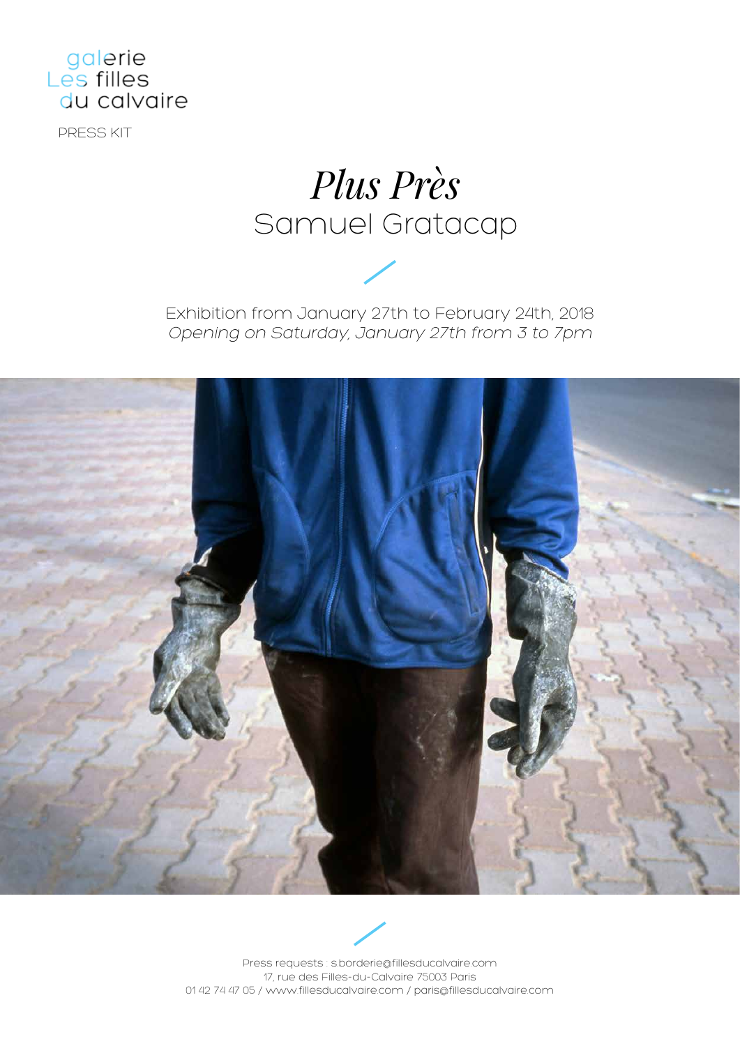galerie
Les filles
du calvaire

PRESS KIT

# *Plus Près*

## Samuel Gratacap

Exhibition from January 27th to February 24th, 2018
*Opening on Saturday, January 27th from 3 to 7pm*

Press requests : s.borderie@fillesducalvaire.com
17, rue des Filles-du-Calvaire 75003 Paris
01 42 74 47 05 / www.fillesducalvaire.com / paris@fillesducalvaire.com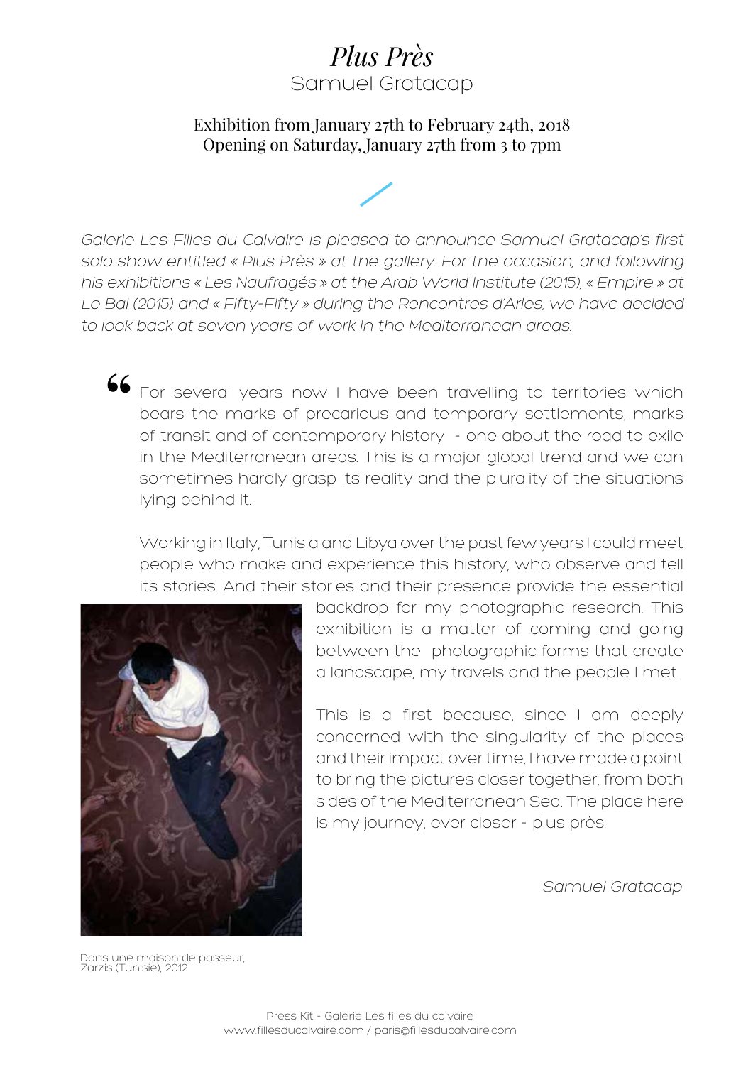# *Plus Près*

## Samuel Gratacap

Exhibition from January 27th to February 24th, 2018
Opening on Saturday, January 27th from 3 to 7pm

*Galerie Les Filles du Calvaire is pleased to announce Samuel Gratacap's first solo show entitled « Plus Près » at the gallery. For the occasion, and following his exhibitions « Les Naufragés » at the Arab World Institute (2015), « Empire » at Le Bal (2015) and « Fifty-Fifty » during the Rencontres d'Arles, we have decided to look back at seven years of work in the Mediterranean areas.*

" For several years now I have been travelling to territories which bears the marks of precarious and temporary settlements, marks of transit and of contemporary history - one about the road to exile in the Mediterranean areas. This is a major global trend and we can sometimes hardly grasp its reality and the plurality of the situations lying behind it.

Working in Italy, Tunisia and Libya over the past few years I could meet people who make and experience this history, who observe and tell its stories. And their stories and their presence provide the essential backdrop for my photographic research. This exhibition is a matter of coming and going between the photographic forms that create a landscape, my travels and the people I met.

This is a first because, since I am deeply concerned with the singularity of the places and their impact over time, I have made a point to bring the pictures closer together, from both sides of the Mediterranean Sea. The place here is my journey, ever closer - plus près.

*Samuel Gratacap*

Dans une maison de passeur, Zarzis (Tunisie), 2012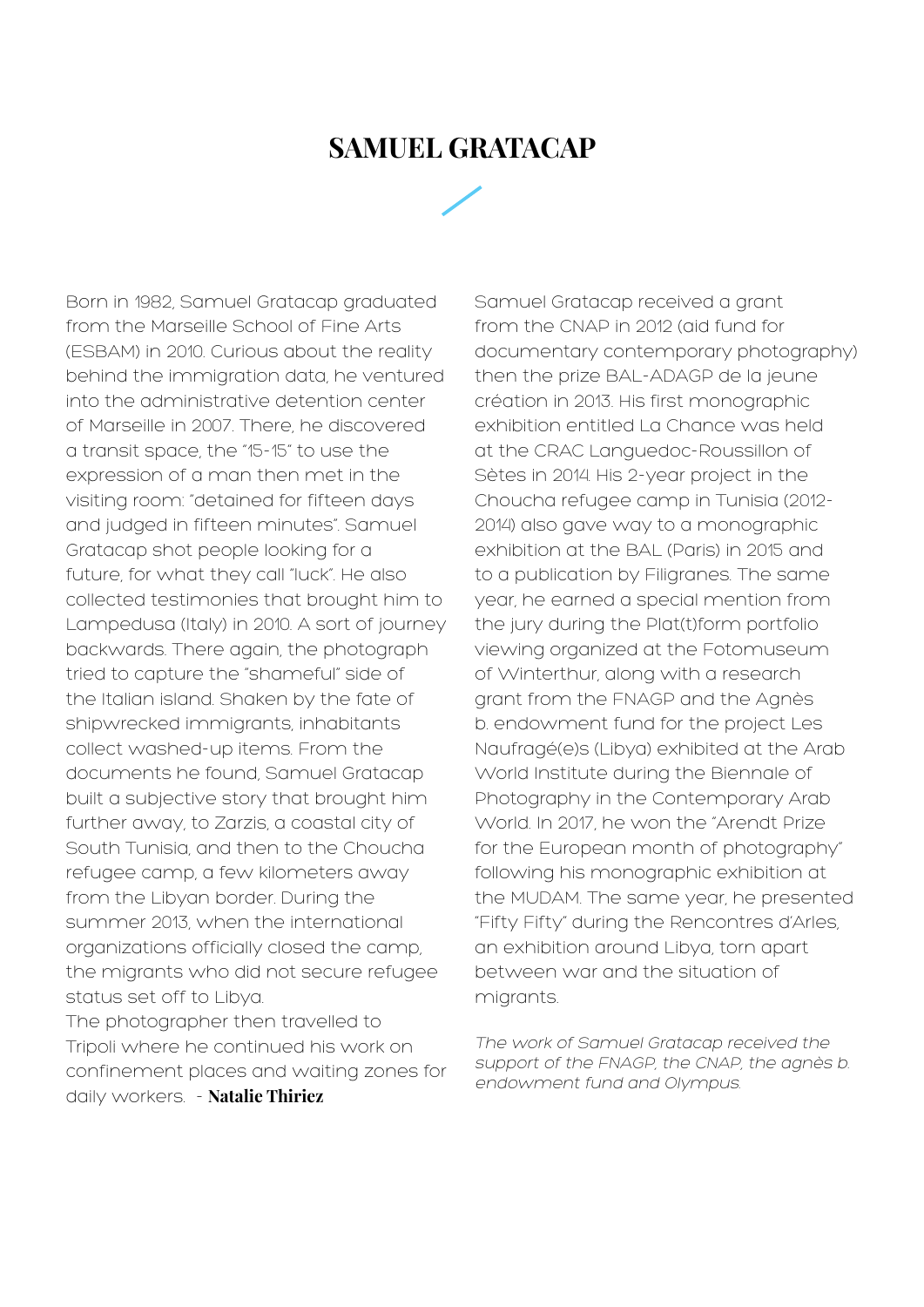# SAMUEL GRATACAP

Born in 1982, Samuel Gratacap graduated from the Marseille School of Fine Arts (ESBAM) in 2010. Curious about the reality behind the immigration data, he ventured into the administrative detention center of Marseille in 2007. There, he discovered a transit space, the "15-15" to use the expression of a man then met in the visiting room: "detained for fifteen days and judged in fifteen minutes". Samuel Gratacap shot people looking for a future, for what they call "luck". He also collected testimonies that brought him to Lampedusa (Italy) in 2010. A sort of journey backwards. There again, the photograph tried to capture the "shameful" side of the Italian island. Shaken by the fate of shipwrecked immigrants, inhabitants collect washed-up items. From the documents he found, Samuel Gratacap built a subjective story that brought him further away, to Zarzis, a coastal city of South Tunisia, and then to the Choucha refugee camp, a few kilometers away from the Libyan border. During the summer 2013, when the international organizations officially closed the camp, the migrants who did not secure refugee status set off to Libya.
The photographer then travelled to Tripoli where he continued his work on confinement places and waiting zones for daily workers. - **Natalie Thiriez**

Samuel Gratacap received a grant from the CNAP in 2012 (aid fund for documentary contemporary photography) then the prize BAL-ADAGP de la jeune création in 2013. His first monographic exhibition entitled La Chance was held at the CRAC Languedoc-Roussillon of Sètes in 2014. His 2-year project in the Choucha refugee camp in Tunisia (2012-2014) also gave way to a monographic exhibition at the BAL (Paris) in 2015 and to a publication by Filigranes. The same year, he earned a special mention from the jury during the Plat(t)form portfolio viewing organized at the Fotomuseum of Winterthur, along with a research grant from the FNAGP and the Agnès b. endowment fund for the project Les Naufragé(e)s (Libya) exhibited at the Arab World Institute during the Biennale of Photography in the Contemporary Arab World. In 2017, he won the "Arendt Prize for the European month of photography" following his monographic exhibition at the MUDAM. The same year, he presented "Fifty Fifty" during the Rencontres d'Arles, an exhibition around Libya, torn apart between war and the situation of migrants.

*The work of Samuel Gratacap received the support of the FNAGP, the CNAP, the agnès b. endowment fund and Olympus.*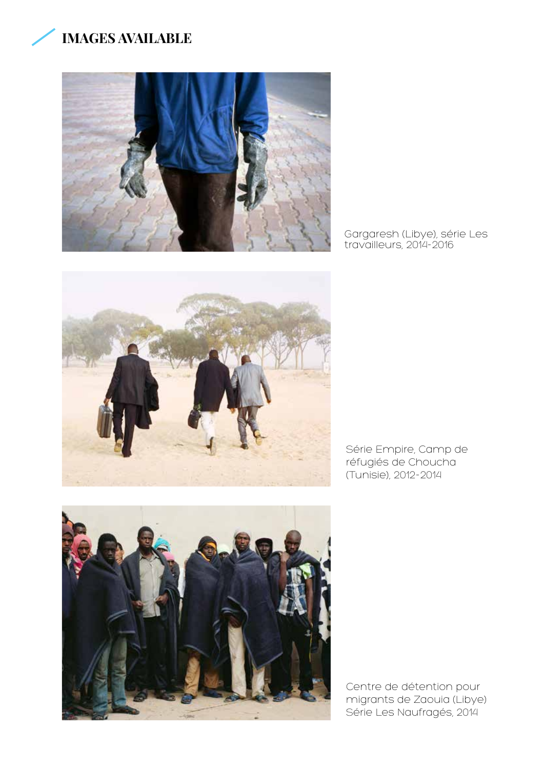# IMAGES AVAILABLE

Gargaresh (Libye), série Les travailleurs, 2014-2016

Série Empire, Camp de réfugiés de Choucha (Tunisie), 2012-2014

Centre de détention pour migrants de Zaouia (Libye) Série Les Naufragés, 2014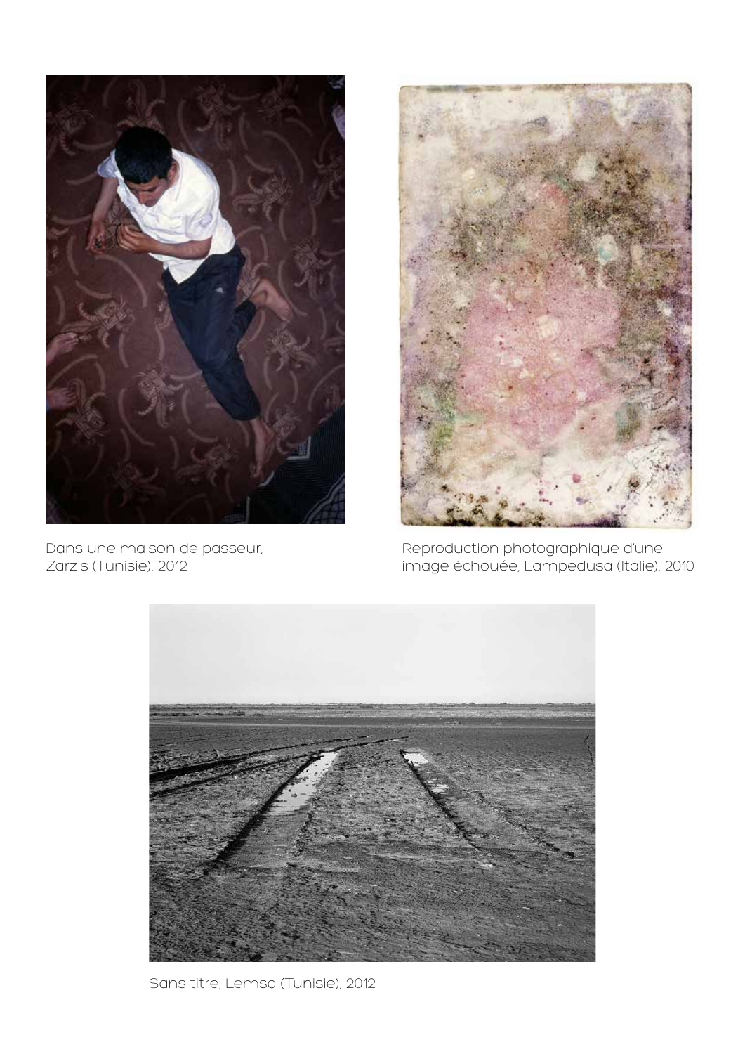Dans une maison de passeur,
Zarzis (Tunisie), 2012

Reproduction photographique d'une
image échouée, Lampedusa (Italie), 2010

Sans titre, Lemsa (Tunisie), 2012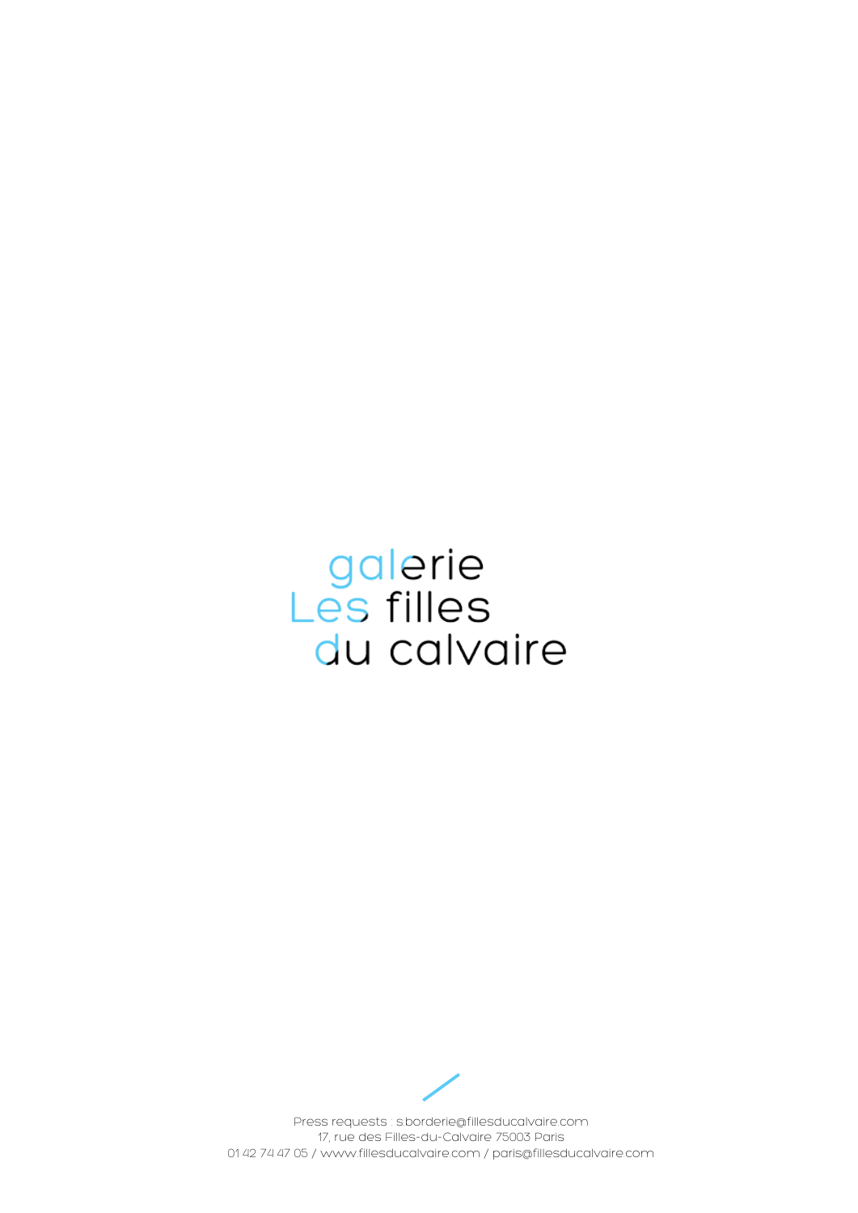galerie
Les filles
du calvaire

Press requests : s.borderie@fillesducalvaire.com
17, rue des Filles-du-Calvaire 75003 Paris
01 42 74 47 05 / www.fillesducalvaire.com / paris@fillesducalvaire.com